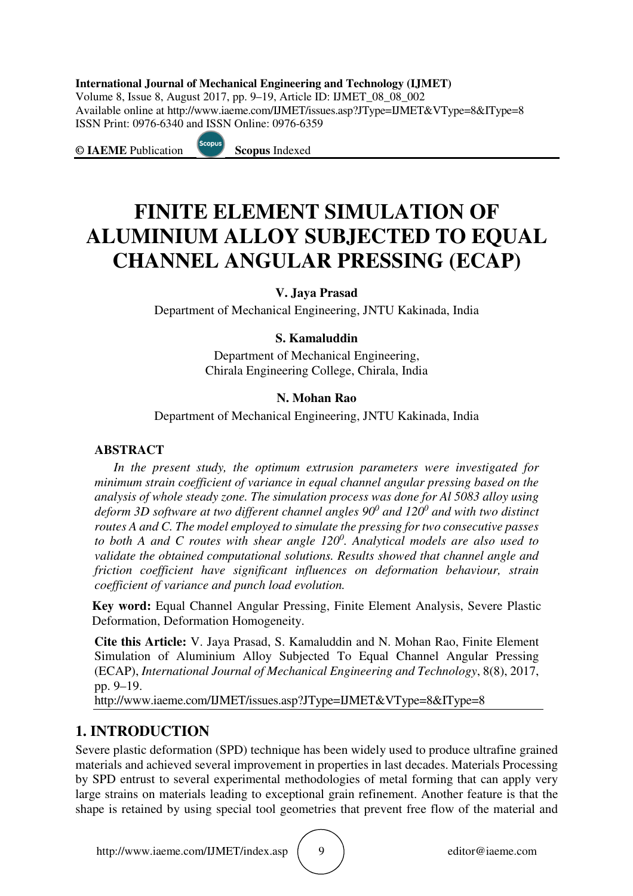# FINITE ELEMENT SIMULATION OF ALUMINIUM ALLOY SUBJECTED TO EQUAL CHANNEL ANGULAR PRESSING (ECAP)

**V. Jaya Prasad**

Department of Mechanical Engineering, JNTU Kakinada, India

**S. Kamaluddin**

Department of Mechanical Engineering,
Chirala Engineering College, Chirala, India

**N. Mohan Rao**

Department of Mechanical Engineering, JNTU Kakinada, India

## ABSTRACT

*In the present study, the optimum extrusion parameters were investigated for minimum strain coefficient of variance in equal channel angular pressing based on the analysis of whole steady zone. The simulation process was done for Al 5083 alloy using deform 3D software at two different channel angles $90^0$ and $120^0$ and with two distinct routes A and C. The model employed to simulate the pressing for two consecutive passes to both A and C routes with shear angle $120^0$. Analytical models are also used to validate the obtained computational solutions. Results showed that channel angle and friction coefficient have significant influences on deformation behaviour, strain coefficient of variance and punch load evolution.*

**Key word:** Equal Channel Angular Pressing, Finite Element Analysis, Severe Plastic Deformation, Deformation Homogeneity.

**Cite this Article:** V. Jaya Prasad, S. Kamaluddin and N. Mohan Rao, Finite Element Simulation of Aluminium Alloy Subjected To Equal Channel Angular Pressing (ECAP), *International Journal of Mechanical Engineering and Technology*, 8(8), 2017, pp. 9–19.
http://www.iaeme.com/IJMET/issues.asp?JType=IJMET&VType=8&IType=8

## 1. INTRODUCTION

Severe plastic deformation (SPD) technique has been widely used to produce ultrafine grained materials and achieved several improvement in properties in last decades. Materials Processing by SPD entrust to several experimental methodologies of metal forming that can apply very large strains on materials leading to exceptional grain refinement. Another feature is that the shape is retained by using special tool geometries that prevent free flow of the material and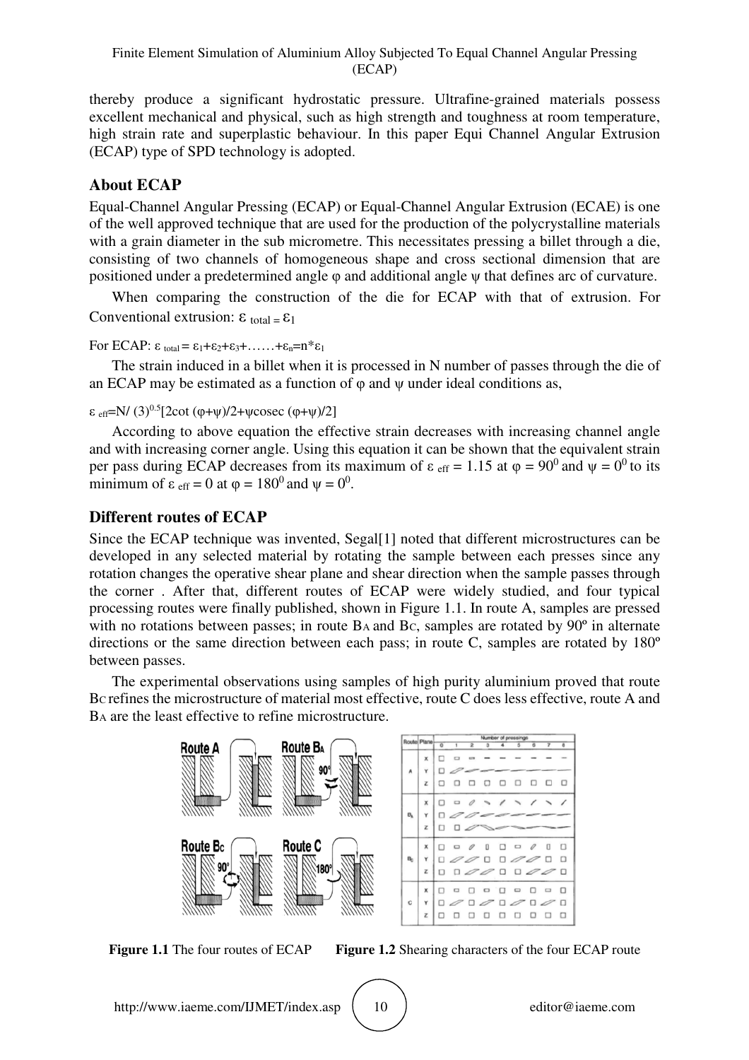thereby produce a significant hydrostatic pressure. Ultrafine-grained materials possess excellent mechanical and physical, such as high strength and toughness at room temperature, high strain rate and superplastic behaviour. In this paper Equi Channel Angular Extrusion (ECAP) type of SPD technology is adopted.

## About ECAP

Equal-Channel Angular Pressing (ECAP) or Equal-Channel Angular Extrusion (ECAE) is one of the well approved technique that are used for the production of the polycrystalline materials with a grain diameter in the sub micrometre. This necessitates pressing a billet through a die, consisting of two channels of homogeneous shape and cross sectional dimension that are positioned under a predetermined angle $\varphi$ and additional angle $\psi$ that defines arc of curvature.

When comparing the construction of the die for ECAP with that of extrusion. For Conventional extrusion: $\varepsilon_{total} = \varepsilon_1$

For ECAP: $\varepsilon_{total} = \varepsilon_1+\varepsilon_2+\varepsilon_3+\ldots\ldots+\varepsilon_n=n*\varepsilon_1$

The strain induced in a billet when it is processed in N number of passes through the die of an ECAP may be estimated as a function of $\varphi$ and $\psi$ under ideal conditions as,

$\varepsilon_{eff}=N/(3)^{0.5}[2\cot(\varphi+\psi)/2+\psi\operatorname{cosec}(\varphi+\psi)/2]$

According to above equation the effective strain decreases with increasing channel angle and with increasing corner angle. Using this equation it can be shown that the equivalent strain per pass during ECAP decreases from its maximum of $\varepsilon_{eff} = 1.15$ at $\varphi = 90^0$ and $\psi = 0^0$ to its minimum of $\varepsilon_{eff} = 0$ at $\varphi = 180^0$ and $\psi = 0^0$.

## Different routes of ECAP

Since the ECAP technique was invented, Segal[1] noted that different microstructures can be developed in any selected material by rotating the sample between each presses since any rotation changes the operative shear plane and shear direction when the sample passes through the corner . After that, different routes of ECAP were widely studied, and four typical processing routes were finally published, shown in Figure 1.1. In route A, samples are pressed with no rotations between passes; in route $B_A$ and $B_C$, samples are rotated by 90º in alternate directions or the same direction between each pass; in route C, samples are rotated by 180º between passes.

The experimental observations using samples of high purity aluminium proved that route $B_C$ refines the microstructure of material most effective, route C does less effective, route A and $B_A$ are the least effective to refine microstructure.

**Figure 1.1** The four routes of ECAP **Figure 1.2** Shearing characters of the four ECAP route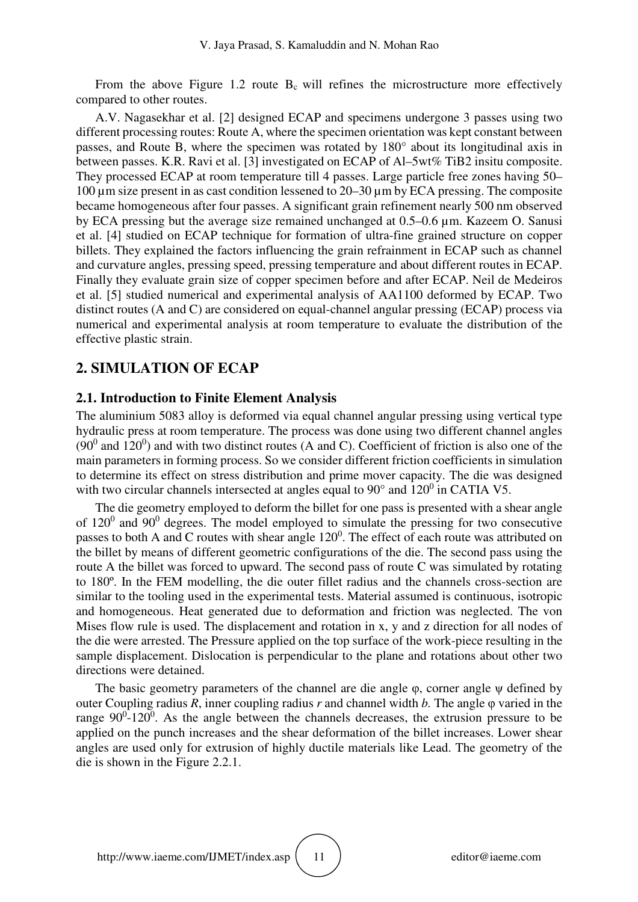From the above Figure 1.2 route $B_c$ will refines the microstructure more effectively compared to other routes.

A.V. Nagasekhar et al. [2] designed ECAP and specimens undergone 3 passes using two different processing routes: Route A, where the specimen orientation was kept constant between passes, and Route B, where the specimen was rotated by 180° about its longitudinal axis in between passes. K.R. Ravi et al. [3] investigated on ECAP of Al–5wt% TiB2 insitu composite. They processed ECAP at room temperature till 4 passes. Large particle free zones having 50–100 µm size present in as cast condition lessened to 20–30 µm by ECA pressing. The composite became homogeneous after four passes. A significant grain refinement nearly 500 nm observed by ECA pressing but the average size remained unchanged at 0.5–0.6 µm. Kazeem O. Sanusi et al. [4] studied on ECAP technique for formation of ultra-fine grained structure on copper billets. They explained the factors influencing the grain refrainment in ECAP such as channel and curvature angles, pressing speed, pressing temperature and about different routes in ECAP. Finally they evaluate grain size of copper specimen before and after ECAP. Neil de Medeiros et al. [5] studied numerical and experimental analysis of AA1100 deformed by ECAP. Two distinct routes (A and C) are considered on equal-channel angular pressing (ECAP) process via numerical and experimental analysis at room temperature to evaluate the distribution of the effective plastic strain.

## 2. SIMULATION OF ECAP

### 2.1. Introduction to Finite Element Analysis

The aluminium 5083 alloy is deformed via equal channel angular pressing using vertical type hydraulic press at room temperature. The process was done using two different channel angles ($90^0$ and $120^0$) and with two distinct routes (A and C). Coefficient of friction is also one of the main parameters in forming process. So we consider different friction coefficients in simulation to determine its effect on stress distribution and prime mover capacity. The die was designed with two circular channels intersected at angles equal to 90° and $120^0$ in CATIA V5.

The die geometry employed to deform the billet for one pass is presented with a shear angle of $120^0$ and $90^0$ degrees. The model employed to simulate the pressing for two consecutive passes to both A and C routes with shear angle $120^0$. The effect of each route was attributed on the billet by means of different geometric configurations of the die. The second pass using the route A the billet was forced to upward. The second pass of route C was simulated by rotating to 180º. In the FEM modelling, the die outer fillet radius and the channels cross-section are similar to the tooling used in the experimental tests. Material assumed is continuous, isotropic and homogeneous. Heat generated due to deformation and friction was neglected. The von Mises flow rule is used. The displacement and rotation in x, y and z direction for all nodes of the die were arrested. The Pressure applied on the top surface of the work-piece resulting in the sample displacement. Dislocation is perpendicular to the plane and rotations about other two directions were detained.

The basic geometry parameters of the channel are die angle $\varphi$, corner angle $\psi$ defined by outer Coupling radius $R$, inner coupling radius $r$ and channel width $b$. The angle $\varphi$ varied in the range $90^0$-$120^0$. As the angle between the channels decreases, the extrusion pressure to be applied on the punch increases and the shear deformation of the billet increases. Lower shear angles are used only for extrusion of highly ductile materials like Lead. The geometry of the die is shown in the Figure 2.2.1.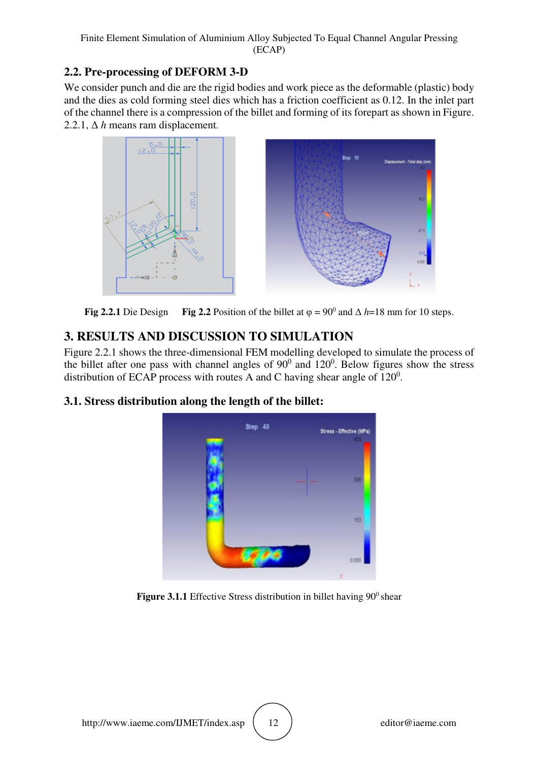## 2.2. Pre-processing of DEFORM 3-D

We consider punch and die are the rigid bodies and work piece as the deformable (plastic) body and the dies as cold forming steel dies which has a friction coefficient as 0.12. In the inlet part of the channel there is a compression of the billet and forming of its forepart as shown in Figure. 2.2.1, $\Delta$ *h* means ram displacement.

**Fig 2.2.1** Die Design **Fig 2.2** Position of the billet at $\varphi = 90^0$ and $\Delta$ *h*=18 mm for 10 steps.

# 3. RESULTS AND DISCUSSION TO SIMULATION

Figure 2.2.1 shows the three-dimensional FEM modelling developed to simulate the process of the billet after one pass with channel angles of $90^0$ and $120^0$. Below figures show the stress distribution of ECAP process with routes A and C having shear angle of $120^0$.

## 3.1. Stress distribution along the length of the billet:

**Figure 3.1.1** Effective Stress distribution in billet having $90^0$ shear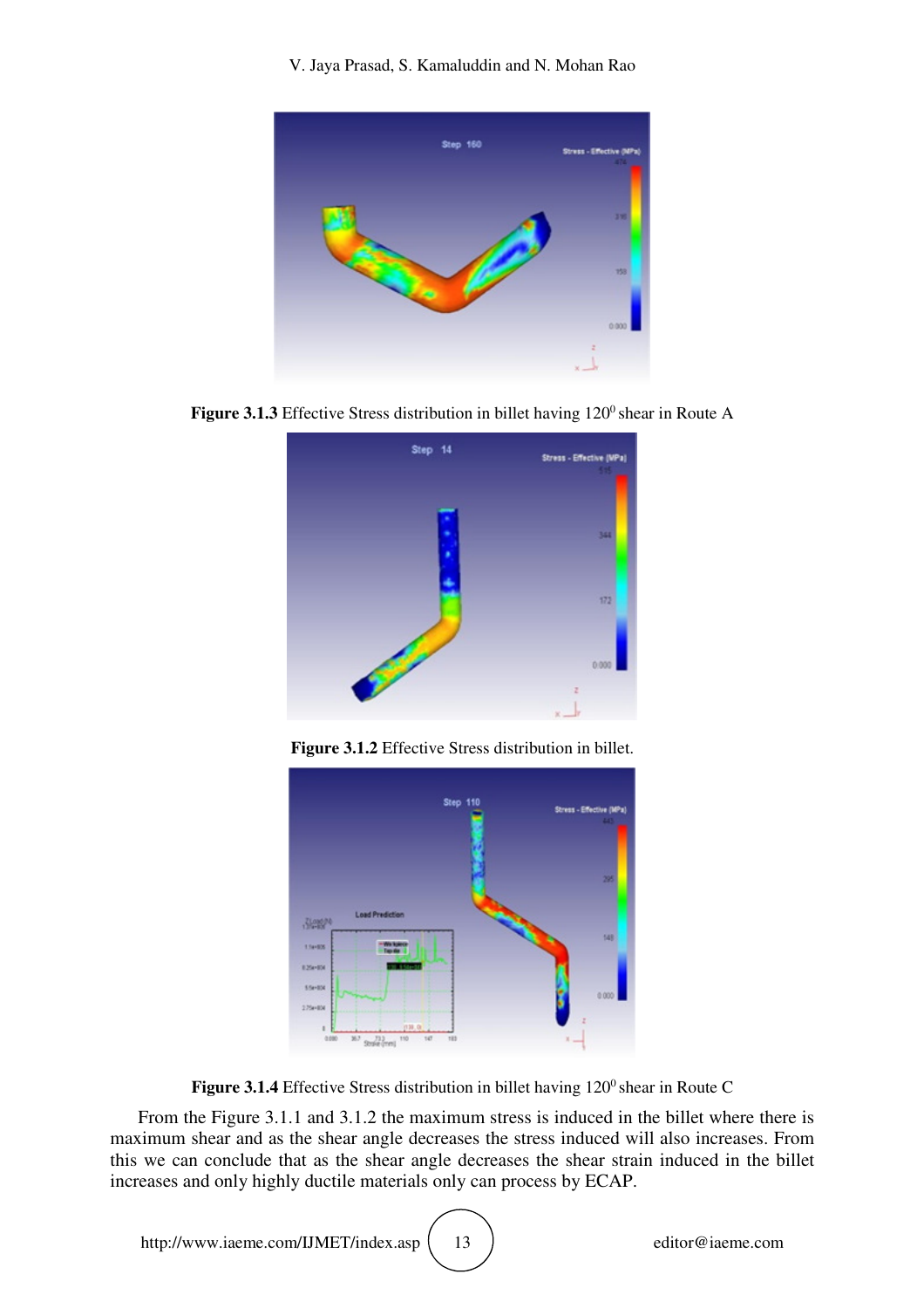**Figure 3.1.3** Effective Stress distribution in billet having 120$^0$ shear in Route A

**Figure 3.1.2** Effective Stress distribution in billet.

**Figure 3.1.4** Effective Stress distribution in billet having 120$^0$ shear in Route C

From the Figure 3.1.1 and 3.1.2 the maximum stress is induced in the billet where there is maximum shear and as the shear angle decreases the stress induced will also increases. From this we can conclude that as the shear angle decreases the shear strain induced in the billet increases and only highly ductile materials only can process by ECAP.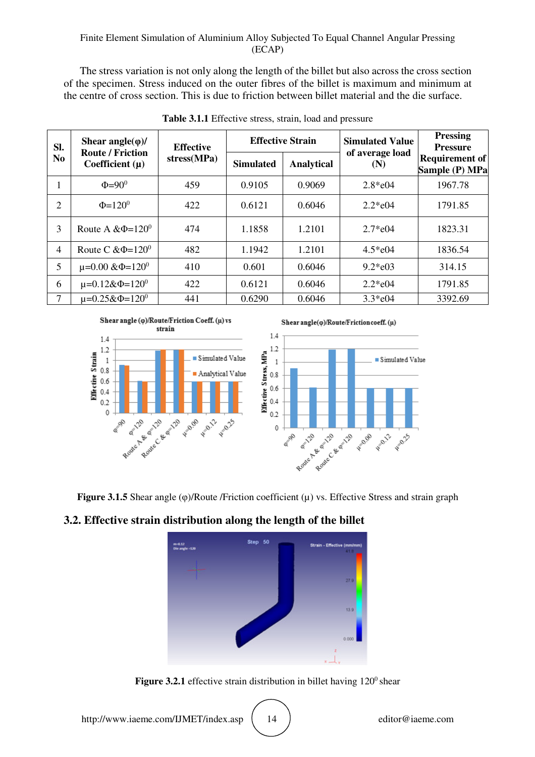The stress variation is not only along the length of the billet but also across the cross section of the specimen. Stress induced on the outer fibres of the billet is maximum and minimum at the centre of cross section. This is due to friction between billet material and the die surface.

**Table 3.1.1** Effective stress, strain, load and pressure

| Sl. No | Shear angle(φ)/ Route / Friction Coefficient (μ) | Effective stress(MPa) | Effective Strain | | Simulated Value of average load (N) | Pressing Pressure Requirement of Sample (P) MPa |
|---|---|---|---|---|---|---|
| | | | Simulated | Analytical | | |
| 1 | $\Phi=90^0$ | 459 | 0.9105 | 0.9069 | 2.8*e04 | 1967.78 |
| 2 | $\Phi=120^0$ | 422 | 0.6121 | 0.6046 | 2.2*e04 | 1791.85 |
| 3 | Route A &$\Phi=120^0$ | 474 | 1.1858 | 1.2101 | 2.7*e04 | 1823.31 |
| 4 | Route C &$\Phi=120^0$ | 482 | 1.1942 | 1.2101 | 4.5*e04 | 1836.54 |
| 5 | $\mu=0.00$ &$\Phi=120^0$ | 410 | 0.601 | 0.6046 | 9.2*e03 | 314.15 |
| 6 | $\mu=0.12$&$\Phi=120^0$ | 422 | 0.6121 | 0.6046 | 2.2*e04 | 1791.85 |
| 7 | $\mu=0.25$&$\Phi=120^0$ | 441 | 0.6290 | 0.6046 | 3.3*e04 | 3392.69 |

**Figure 3.1.5** Shear angle (φ)/Route /Friction coefficient (μ) vs. Effective Stress and strain graph

## 3.2. Effective strain distribution along the length of the billet

**Figure 3.2.1** effective strain distribution in billet having $120^0$ shear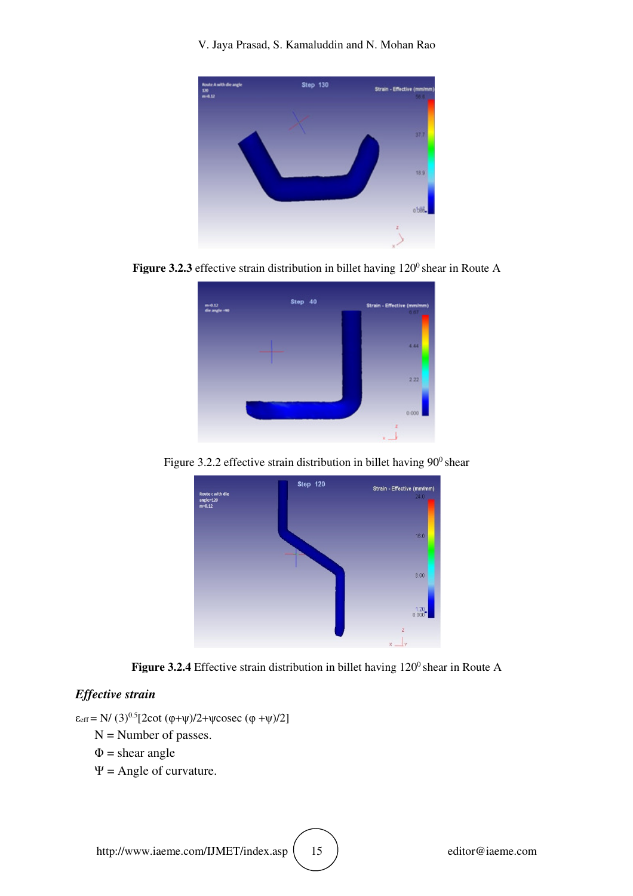**Figure 3.2.3** effective strain distribution in billet having $120^0$ shear in Route A

Figure 3.2.2 effective strain distribution in billet having $90^0$ shear

**Figure 3.2.4** Effective strain distribution in billet having $120^0$ shear in Route A

***Effective strain***

$\varepsilon_{eff} = N/ (3)^{0.5}[2\cot(\varphi+\psi)/2+\psi \text{cosec}(\varphi+\psi)/2]$

N = Number of passes.

Φ = shear angle

Ψ = Angle of curvature.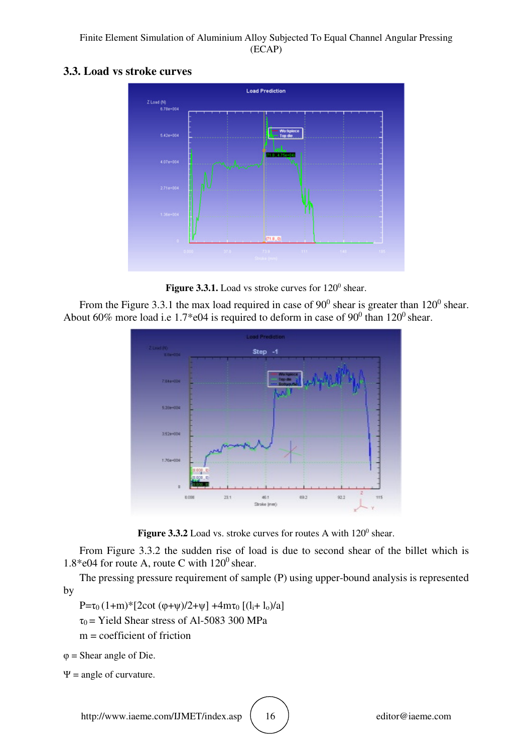### 3.3. Load vs stroke curves

**Figure 3.3.1.** Load vs stroke curves for $120^0$ shear.

From the Figure 3.3.1 the max load required in case of $90^0$ shear is greater than $120^0$ shear. About 60% more load i.e 1.7*e04 is required to deform in case of $90^0$ than $120^0$ shear.

**Figure 3.3.2** Load vs. stroke curves for routes A with $120^0$ shear.

From Figure 3.3.2 the sudden rise of load is due to second shear of the billet which is 1.8*e04 for route A, route C with $120^0$ shear.

The pressing pressure requirement of sample (P) using upper-bound analysis is represented by

$P=\tau_0 (1+m)*[2\cot (\varphi+\psi)/2+\psi] +4m\tau_0 [(l_i+ l_o)/a]$

$\tau_0$ = Yield Shear stress of Al-5083 300 MPa

m = coefficient of friction

$\varphi$ = Shear angle of Die.

$\Psi$ = angle of curvature.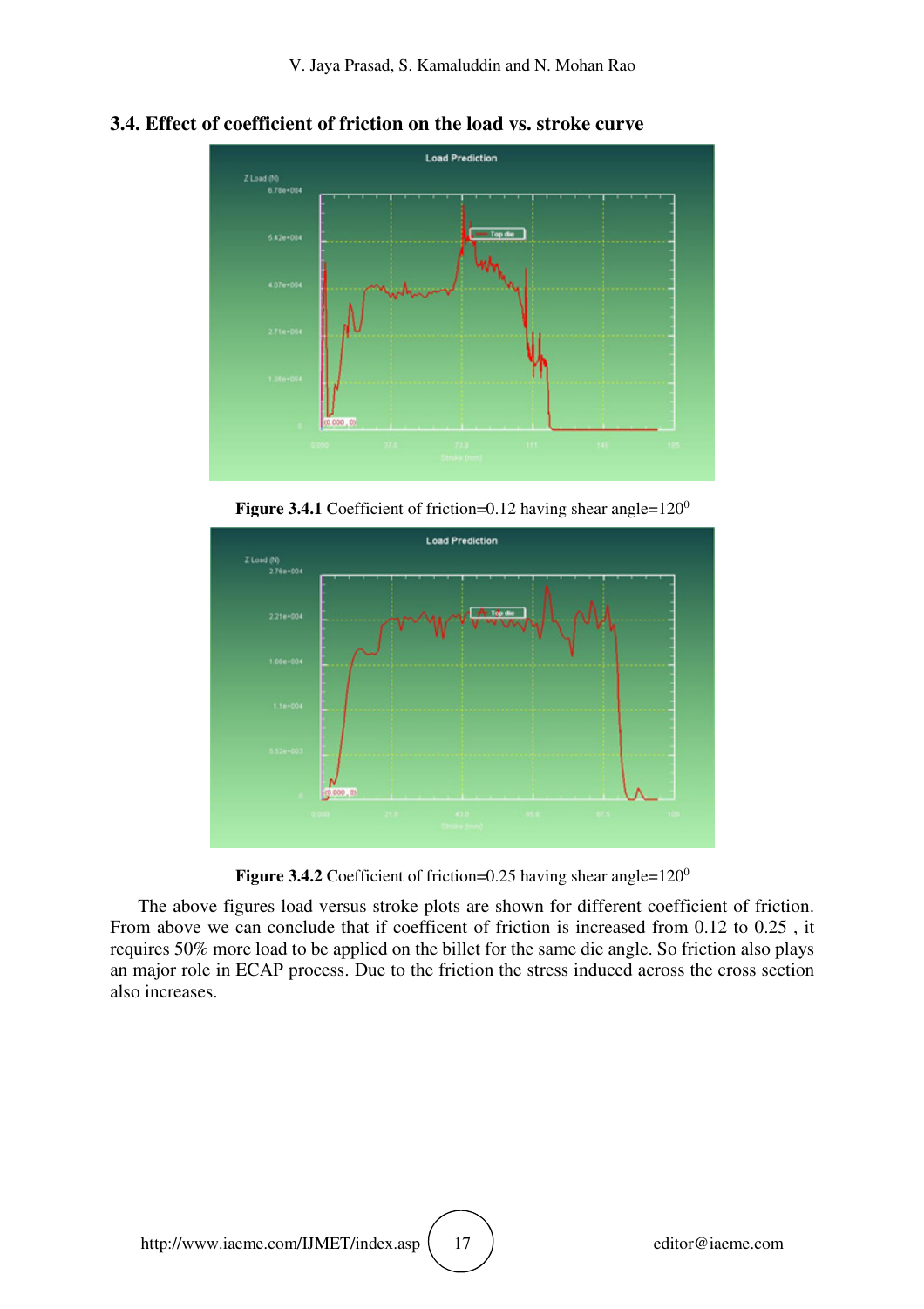### 3.4. Effect of coefficient of friction on the load vs. stroke curve

**Figure 3.4.1** Coefficient of friction=0.12 having shear angle=$120^0$

**Figure 3.4.2** Coefficient of friction=0.25 having shear angle=$120^0$

The above figures load versus stroke plots are shown for different coefficient of friction. From above we can conclude that if coefficent of friction is increased from 0.12 to 0.25 , it requires 50% more load to be applied on the billet for the same die angle. So friction also plays an major role in ECAP process. Due to the friction the stress induced across the cross section also increases.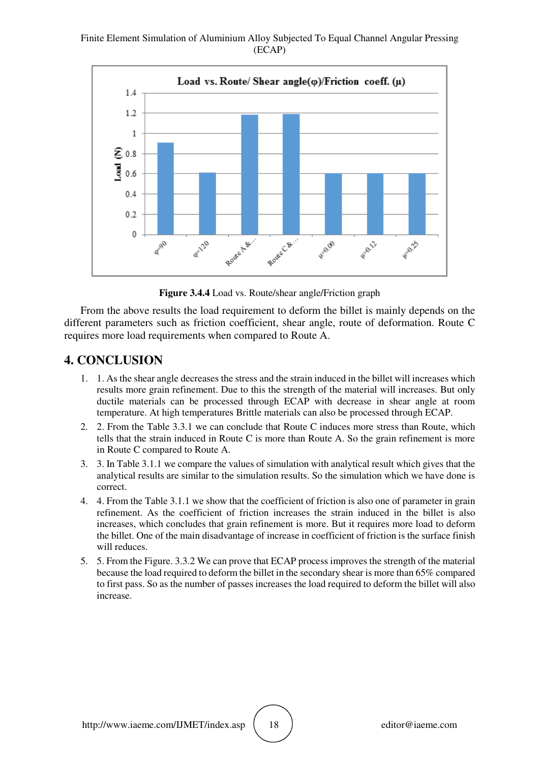**Figure 3.4.4** Load vs. Route/shear angle/Friction graph

From the above results the load requirement to deform the billet is mainly depends on the different parameters such as friction coefficient, shear angle, route of deformation. Route C requires more load requirements when compared to Route A.

## 4. CONCLUSION

1. 1. As the shear angle decreases the stress and the strain induced in the billet will increases which results more grain refinement. Due to this the strength of the material will increases. But only ductile materials can be processed through ECAP with decrease in shear angle at room temperature. At high temperatures Brittle materials can also be processed through ECAP.
2. 2. From the Table 3.3.1 we can conclude that Route C induces more stress than Route, which tells that the strain induced in Route C is more than Route A. So the grain refinement is more in Route C compared to Route A.
3. 3. In Table 3.1.1 we compare the values of simulation with analytical result which gives that the analytical results are similar to the simulation results. So the simulation which we have done is correct.
4. 4. From the Table 3.1.1 we show that the coefficient of friction is also one of parameter in grain refinement. As the coefficient of friction increases the strain induced in the billet is also increases, which concludes that grain refinement is more. But it requires more load to deform the billet. One of the main disadvantage of increase in coefficient of friction is the surface finish will reduces.
5. 5. From the Figure. 3.3.2 We can prove that ECAP process improves the strength of the material because the load required to deform the billet in the secondary shear is more than 65% compared to first pass. So as the number of passes increases the load required to deform the billet will also increase.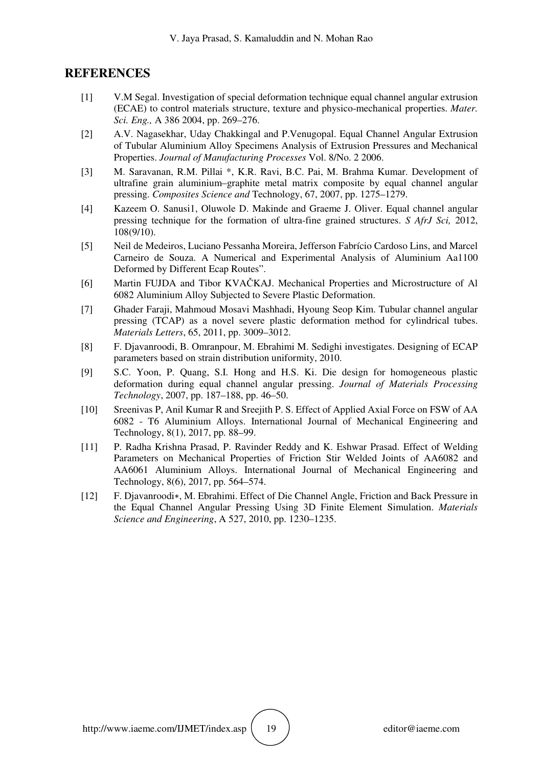## REFERENCES

[1] V.M Segal. Investigation of special deformation technique equal channel angular extrusion (ECAE) to control materials structure, texture and physico-mechanical properties. *Mater. Sci. Eng.,* A 386 2004, pp. 269–276.

[2] A.V. Nagasekhar, Uday Chakkingal and P.Venugopal. Equal Channel Angular Extrusion of Tubular Aluminium Alloy Specimens Analysis of Extrusion Pressures and Mechanical Properties. *Journal of Manufacturing Processes* Vol. 8/No. 2 2006.

[3] M. Saravanan, R.M. Pillai *, K.R. Ravi, B.C. Pai, M. Brahma Kumar. Development of ultrafine grain aluminium–graphite metal matrix composite by equal channel angular pressing. *Composites Science and* Technology, 67, 2007, pp. 1275–1279.

[4] Kazeem O. Sanusi1, Oluwole D. Makinde and Graeme J. Oliver. Equal channel angular pressing technique for the formation of ultra-fine grained structures. *S AfrJ Sci,* 2012, 108(9/10).

[5] Neil de Medeiros, Luciano Pessanha Moreira, Jefferson Fabrício Cardoso Lins, and Marcel Carneiro de Souza. A Numerical and Experimental Analysis of Aluminium Aa1100 Deformed by Different Ecap Routes".

[6] Martin FUJDA and Tibor KVAČKAJ. Mechanical Properties and Microstructure of Al 6082 Aluminium Alloy Subjected to Severe Plastic Deformation.

[7] Ghader Faraji, Mahmoud Mosavi Mashhadi, Hyoung Seop Kim. Tubular channel angular pressing (TCAP) as a novel severe plastic deformation method for cylindrical tubes. *Materials Letters*, 65, 2011, pp. 3009–3012.

[8] F. Djavanroodi, B. Omranpour, M. Ebrahimi M. Sedighi investigates. Designing of ECAP parameters based on strain distribution uniformity, 2010.

[9] S.C. Yoon, P. Quang, S.I. Hong and H.S. Ki. Die design for homogeneous plastic deformation during equal channel angular pressing. *Journal of Materials Processing Technology*, 2007, pp. 187–188, pp. 46–50.

[10] Sreenivas P, Anil Kumar R and Sreejith P. S. Effect of Applied Axial Force on FSW of AA 6082 - T6 Aluminium Alloys. International Journal of Mechanical Engineering and Technology, 8(1), 2017, pp. 88–99.

[11] P. Radha Krishna Prasad, P. Ravinder Reddy and K. Eshwar Prasad. Effect of Welding Parameters on Mechanical Properties of Friction Stir Welded Joints of AA6082 and AA6061 Aluminium Alloys. International Journal of Mechanical Engineering and Technology, 8(6), 2017, pp. 564–574.

[12] F. Djavanroodi∗, M. Ebrahimi. Effect of Die Channel Angle, Friction and Back Pressure in the Equal Channel Angular Pressing Using 3D Finite Element Simulation. *Materials Science and Engineering*, A 527, 2010, pp. 1230–1235.